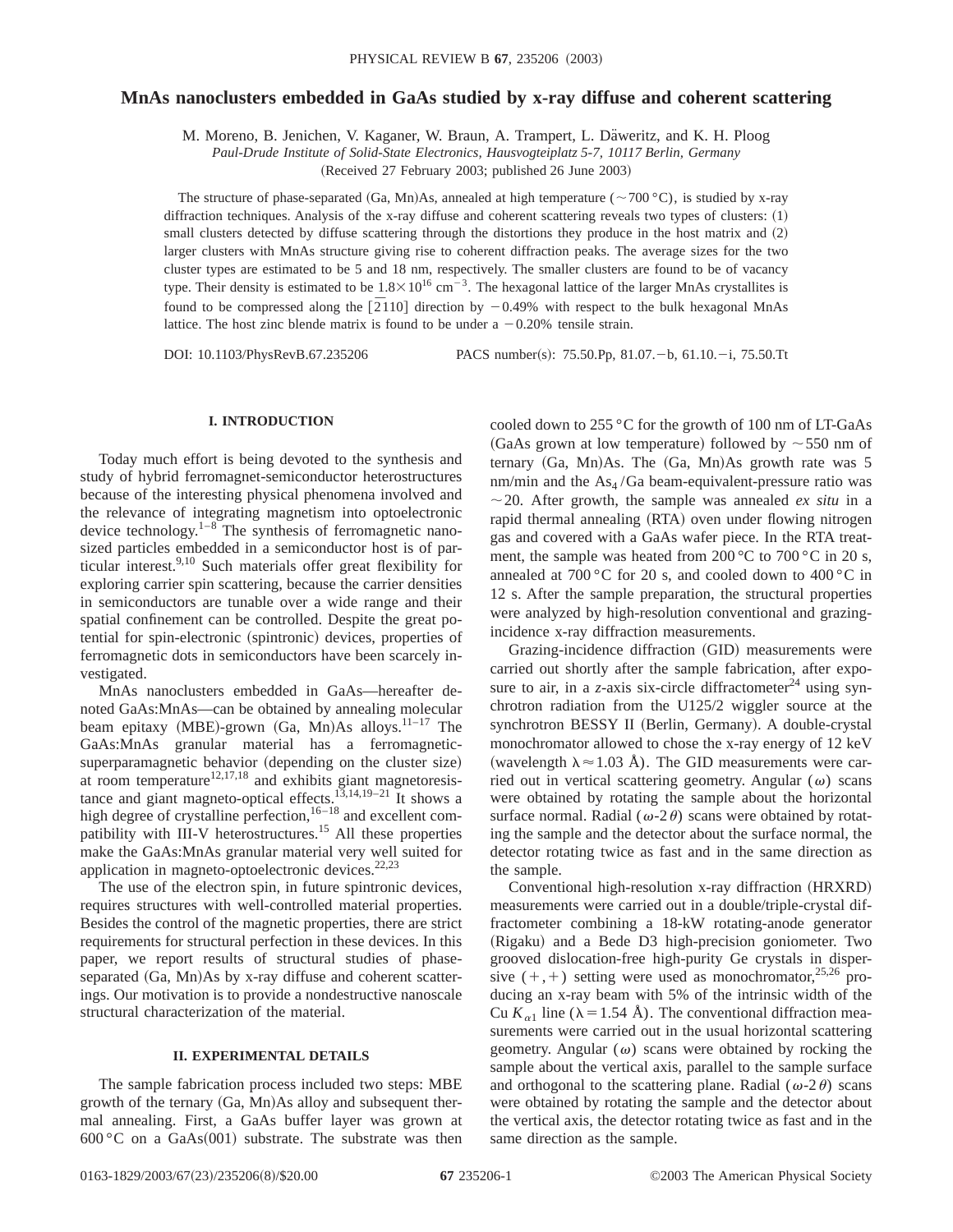# MnAs nanoclusters embedded in GaAs studied by x-ray diffuse and coherent scattering

M. Moreno, B. Jenichen, V. Kaganer, W. Braun, A. Trampert, L. Däweritz, and K. H. Ploog

*Paul-Drude Institute of Solid-State Electronics, Hausvogteiplatz 5-7, 10117 Berlin, Germany*

(Received 27 February 2003; published 26 June 2003)

The structure of phase-separated (Ga, Mn)As, annealed at high temperature ($\sim 700\,^\circ$C), is studied by x-ray diffraction techniques. Analysis of the x-ray diffuse and coherent scattering reveals two types of clusters: (1) small clusters detected by diffuse scattering through the distortions they produce in the host matrix and (2) larger clusters with MnAs structure giving rise to coherent diffraction peaks. The average sizes for the two cluster types are estimated to be 5 and 18 nm, respectively. The smaller clusters are found to be of vacancy type. Their density is estimated to be $1.8\times10^{16}$ cm$^{-3}$. The hexagonal lattice of the larger MnAs crystallites is found to be compressed along the $[\bar{2}110]$ direction by $-0.49\%$ with respect to the bulk hexagonal MnAs lattice. The host zinc blende matrix is found to be under a $-0.20\%$ tensile strain.

DOI: 10.1103/PhysRevB.67.235206 PACS number(s): 75.50.Pp, 81.07.−b, 61.10.−i, 75.50.Tt

## I. INTRODUCTION

Today much effort is being devoted to the synthesis and study of hybrid ferromagnet-semiconductor heterostructures because of the interesting physical phenomena involved and the relevance of integrating magnetism into optoelectronic device technology.[1–8] The synthesis of ferromagnetic nanosized particles embedded in a semiconductor host is of particular interest.[9,10] Such materials offer great flexibility for exploring carrier spin scattering, because the carrier densities in semiconductors are tunable over a wide range and their spatial confinement can be controlled. Despite the great potential for spin-electronic (spintronic) devices, properties of ferromagnetic dots in semiconductors have been scarcely investigated.

MnAs nanoclusters embedded in GaAs—hereafter denoted GaAs:MnAs—can be obtained by annealing molecular beam epitaxy (MBE)-grown (Ga, Mn)As alloys.[11–17] The GaAs:MnAs granular material has a ferromagnetic-superparamagnetic behavior (depending on the cluster size) at room temperature[12,17,18] and exhibits giant magnetoresistance and giant magneto-optical effects.[13,14,19–21] It shows a high degree of crystalline perfection,[16–18] and excellent compatibility with III-V heterostructures.[15] All these properties make the GaAs:MnAs granular material very well suited for application in magneto-optoelectronic devices.[22,23]

The use of the electron spin, in future spintronic devices, requires structures with well-controlled material properties. Besides the control of the magnetic properties, there are strict requirements for structural perfection in these devices. In this paper, we report results of structural studies of phase-separated (Ga, Mn)As by x-ray diffuse and coherent scatterings. Our motivation is to provide a nondestructive nanoscale structural characterization of the material.

## II. EXPERIMENTAL DETAILS

The sample fabrication process included two steps: MBE growth of the ternary (Ga, Mn)As alloy and subsequent thermal annealing. First, a GaAs buffer layer was grown at $600\,^\circ$C on a GaAs(001) substrate. The substrate was then cooled down to $255\,^\circ$C for the growth of 100 nm of LT-GaAs (GaAs grown at low temperature) followed by $\sim 550$ nm of ternary (Ga, Mn)As. The (Ga, Mn)As growth rate was 5 nm/min and the $As_4$/Ga beam-equivalent-pressure ratio was $\sim 20$. After growth, the sample was annealed *ex situ* in a rapid thermal annealing (RTA) oven under flowing nitrogen gas and covered with a GaAs wafer piece. In the RTA treatment, the sample was heated from $200\,^\circ$C to $700\,^\circ$C in 20 s, annealed at $700\,^\circ$C for 20 s, and cooled down to $400\,^\circ$C in 12 s. After the sample preparation, the structural properties were analyzed by high-resolution conventional and grazing-incidence x-ray diffraction measurements.

Grazing-incidence diffraction (GID) measurements were carried out shortly after the sample fabrication, after exposure to air, in a $z$-axis six-circle diffractometer[24] using synchrotron radiation from the U125/2 wiggler source at the synchrotron BESSY II (Berlin, Germany). A double-crystal monochromator allowed to chose the x-ray energy of 12 keV (wavelength $\lambda\approx1.03$ Å). The GID measurements were carried out in vertical scattering geometry. Angular ($\omega$) scans were obtained by rotating the sample about the horizontal surface normal. Radial ($\omega$-$2\theta$) scans were obtained by rotating the sample and the detector about the surface normal, the detector rotating twice as fast and in the same direction as the sample.

Conventional high-resolution x-ray diffraction (HRXRD) measurements were carried out in a double/triple-crystal diffractometer combining a 18-kW rotating-anode generator (Rigaku) and a Bede D3 high-precision goniometer. Two grooved dislocation-free high-purity Ge crystals in dispersive $(+,+)$ setting were used as monochromator,[25,26] producing an x-ray beam with 5% of the intrinsic width of the Cu $K_{\alpha1}$ line ($\lambda=1.54$ Å). The conventional diffraction measurements were carried out in the usual horizontal scattering geometry. Angular ($\omega$) scans were obtained by rocking the sample about the vertical axis, parallel to the sample surface and orthogonal to the scattering plane. Radial ($\omega$-$2\theta$) scans were obtained by rotating the sample and the detector about the vertical axis, the detector rotating twice as fast and in the same direction as the sample.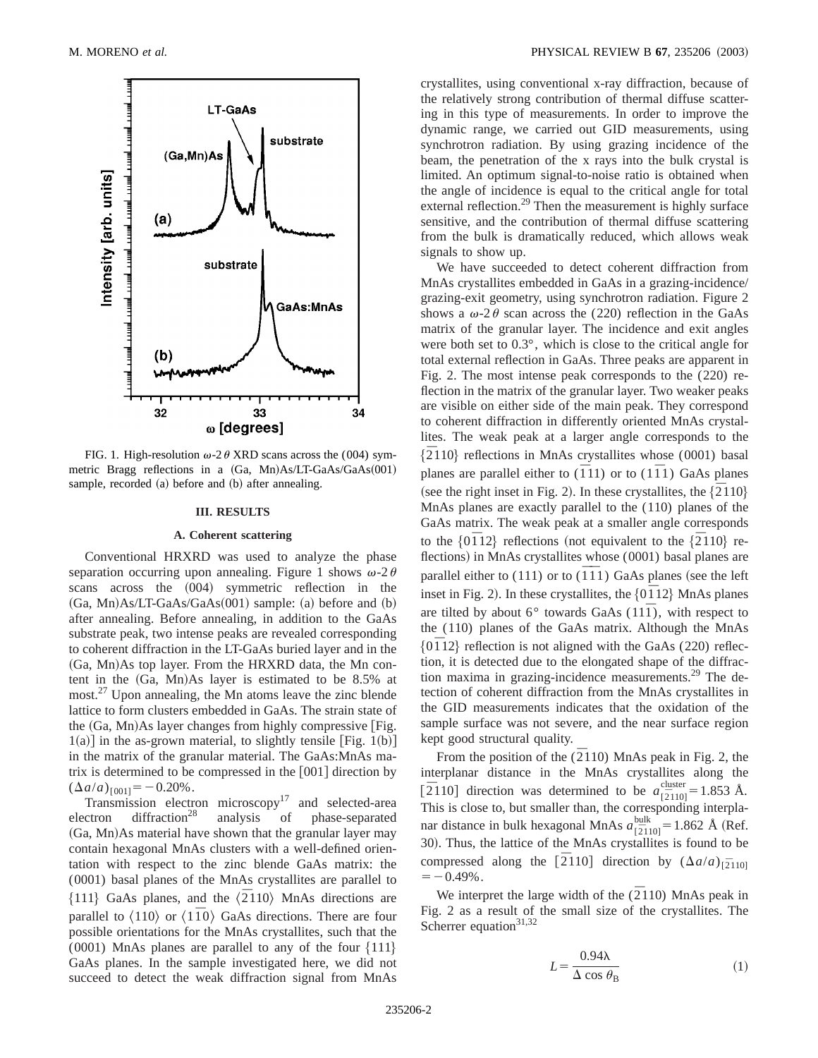FIG. 1. High-resolution $\omega$-$2\theta$ XRD scans across the (004) symmetric Bragg reflections in a (Ga, Mn)As/LT-GaAs/GaAs(001) sample, recorded (a) before and (b) after annealing.

## III. RESULTS

### A. Coherent scattering

Conventional HRXRD was used to analyze the phase separation occurring upon annealing. Figure 1 shows $\omega$-$2\theta$ scans across the (004) symmetric reflection in the (Ga, Mn)As/LT-GaAs/GaAs(001) sample: (a) before and (b) after annealing. Before annealing, in addition to the GaAs substrate peak, two intense peaks are revealed corresponding to coherent diffraction in the LT-GaAs buried layer and in the (Ga, Mn)As top layer. From the HRXRD data, the Mn content in the (Ga, Mn)As layer is estimated to be 8.5% at most.[27] Upon annealing, the Mn atoms leave the zinc blende lattice to form clusters embedded in GaAs. The strain state of the (Ga, Mn)As layer changes from highly compressive [Fig. 1(a)] in the as-grown material, to slightly tensile [Fig. 1(b)] in the matrix of the granular material. The GaAs:MnAs matrix is determined to be compressed in the [001] direction by $(\Delta a/a)_{[001]} = -0.20\%$.

Transmission electron microscopy[17] and selected-area electron diffraction[28] analysis of phase-separated (Ga, Mn)As material have shown that the granular layer may contain hexagonal MnAs clusters with a well-defined orientation with respect to the zinc blende GaAs matrix: the (0001) basal planes of the MnAs crystallites are parallel to {111} GaAs planes, and the $\langle\bar{2}110\rangle$ MnAs directions are parallel to $\langle 110\rangle$ or $\langle 1\bar{1}0\rangle$ GaAs directions. There are four possible orientations for the MnAs crystallites, such that the (0001) MnAs planes are parallel to any of the four {111} GaAs planes. In the sample investigated here, we did not succeed to detect the weak diffraction signal from MnAs crystallites, using conventional x-ray diffraction, because of the relatively strong contribution of thermal diffuse scattering in this type of measurements. In order to improve the dynamic range, we carried out GID measurements, using synchrotron radiation. By using grazing incidence of the beam, the penetration of the x rays into the bulk crystal is limited. An optimum signal-to-noise ratio is obtained when the angle of incidence is equal to the critical angle for total external reflection.[29] Then the measurement is highly surface sensitive, and the contribution of thermal diffuse scattering from the bulk is dramatically reduced, which allows weak signals to show up.

We have succeeded to detect coherent diffraction from MnAs crystallites embedded in GaAs in a grazing-incidence/grazing-exit geometry, using synchrotron radiation. Figure 2 shows a $\omega$-$2\theta$ scan across the (220) reflection in the GaAs matrix of the granular layer. The incidence and exit angles were both set to 0.3°, which is close to the critical angle for total external reflection in GaAs. Three peaks are apparent in Fig. 2. The most intense peak corresponds to the (220) reflection in the matrix of the granular layer. Two weaker peaks are visible on either side of the main peak. They correspond to coherent diffraction in differently oriented MnAs crystallites. The weak peak at a larger angle corresponds to the $\{\bar{2}110\}$ reflections in MnAs crystallites whose (0001) basal planes are parallel either to $(\bar{1}11)$ or to $(1\bar{1}1)$ GaAs planes (see the right inset in Fig. 2). In these crystallites, the $\{\bar{2}110\}$ MnAs planes are exactly parallel to the (110) planes of the GaAs matrix. The weak peak at a smaller angle corresponds to the $\{0\bar{1}12\}$ reflections (not equivalent to the $\{\bar{2}110\}$ reflections) in MnAs crystallites whose (0001) basal planes are parallel either to (111) or to $(\bar{1}\bar{1}1)$ GaAs planes (see the left inset in Fig. 2). In these crystallites, the $\{0\bar{1}12\}$ MnAs planes are tilted by about 6° towards GaAs $(11\bar{1})$, with respect to the (110) planes of the GaAs matrix. Although the MnAs $\{0\bar{1}12\}$ reflection is not aligned with the GaAs (220) reflection, it is detected due to the elongated shape of the diffraction maxima in grazing-incidence measurements.[29] The detection of coherent diffraction from the MnAs crystallites in the GID measurements indicates that the oxidation of the sample surface was not severe, and the near surface region kept good structural quality.

From the position of the $(\bar{2}110)$ MnAs peak in Fig. 2, the interplanar distance in the MnAs crystallites along the $[\bar{2}110]$ direction was determined to be $a^{\mathrm{cluster}}_{[\bar{2}110]} = 1.853$ Å. This is close to, but smaller than, the corresponding interplanar distance in bulk hexagonal MnAs $a^{\mathrm{bulk}}_{[\bar{2}110]} = 1.862$ Å (Ref. 30). Thus, the lattice of the MnAs crystallites is found to be compressed along the $[\bar{2}110]$ direction by $(\Delta a/a)_{[\bar{2}110]} = -0.49\%$.

We interpret the large width of the $(\bar{2}110)$ MnAs peak in Fig. 2 as a result of the small size of the crystallites. The Scherrer equation[31,32]

$$L = \frac{0.94\lambda}{\Delta \cos \theta_{\mathrm{B}}} \tag{1}$$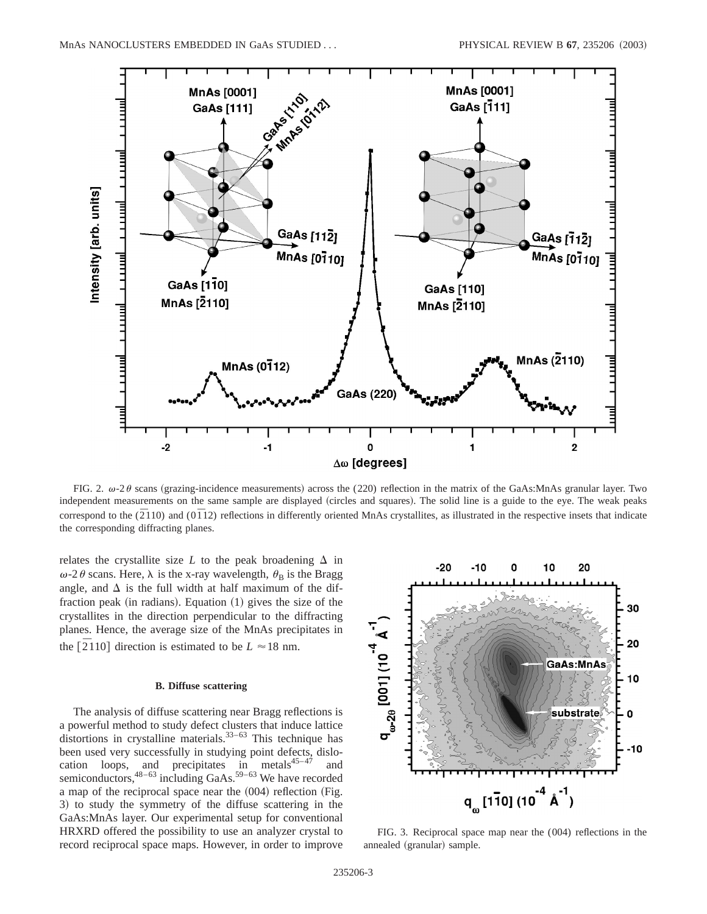FIG. 2. $\omega$-$2\theta$ scans (grazing-incidence measurements) across the (220) reflection in the matrix of the GaAs:MnAs granular layer. Two independent measurements on the same sample are displayed (circles and squares). The solid line is a guide to the eye. The weak peaks correspond to the $(\bar{2}110)$ and $(0\bar{1}12)$ reflections in differently oriented MnAs crystallites, as illustrated in the respective insets that indicate the corresponding diffracting planes.

relates the crystallite size $L$ to the peak broadening $\Delta$ in $\omega$-$2\theta$ scans. Here, $\lambda$ is the x-ray wavelength, $\theta_B$ is the Bragg angle, and $\Delta$ is the full width at half maximum of the diffraction peak (in radians). Equation (1) gives the size of the crystallites in the direction perpendicular to the diffracting planes. Hence, the average size of the MnAs precipitates in the $[\bar{2}110]$ direction is estimated to be $L \approx 18$ nm.

### B. Diffuse scattering

The analysis of diffuse scattering near Bragg reflections is a powerful method to study defect clusters that induce lattice distortions in crystalline materials.[33–63] This technique has been used very successfully in studying point defects, dislocation loops, and precipitates in metals[45–47] and semiconductors,[48–63] including GaAs.[59–63] We have recorded a map of the reciprocal space near the (004) reflection (Fig. 3) to study the symmetry of the diffuse scattering in the GaAs:MnAs layer. Our experimental setup for conventional HRXRD offered the possibility to use an analyzer crystal to record reciprocal space maps. However, in order to improve

FIG. 3. Reciprocal space map near the (004) reflections in the annealed (granular) sample.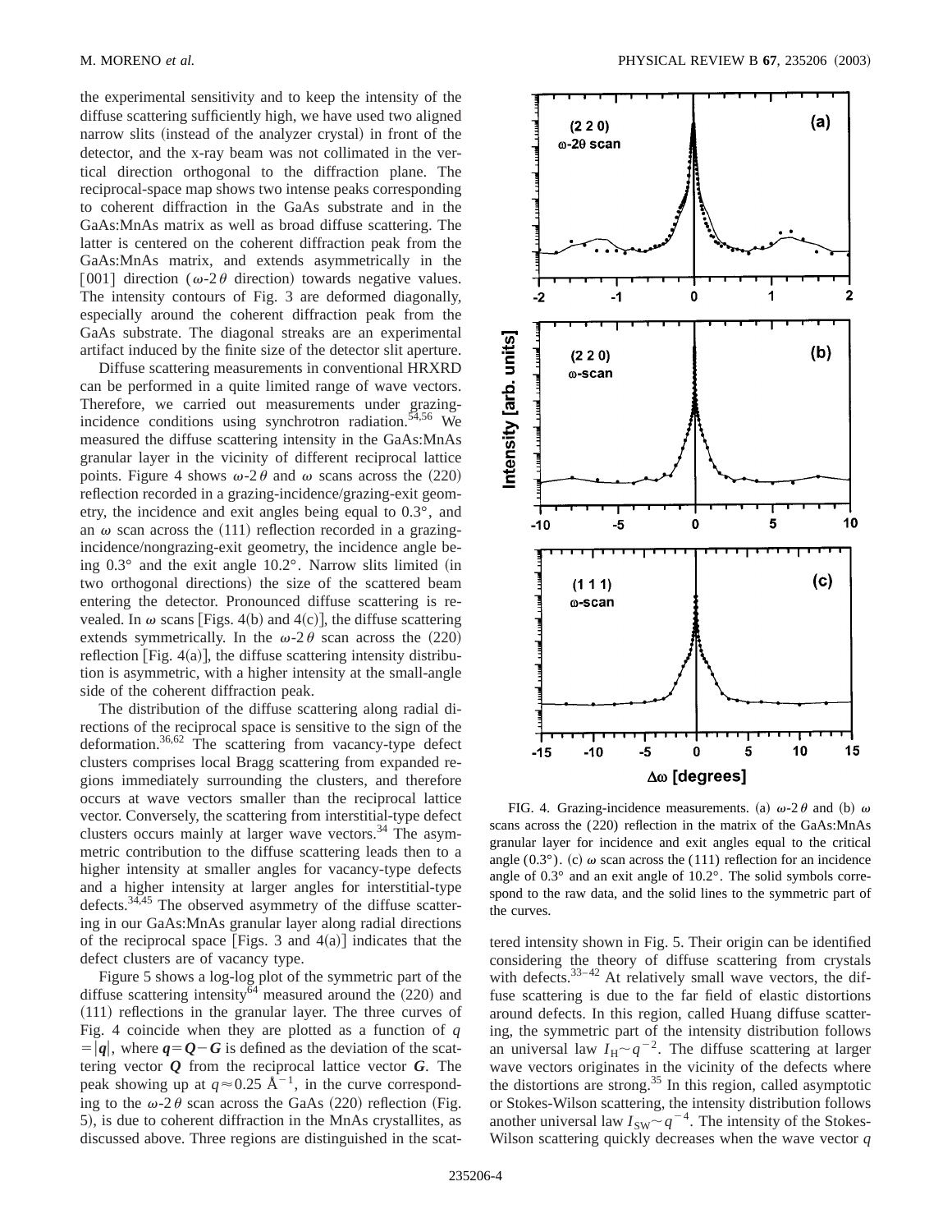the experimental sensitivity and to keep the intensity of the diffuse scattering sufficiently high, we have used two aligned narrow slits (instead of the analyzer crystal) in front of the detector, and the x-ray beam was not collimated in the vertical direction orthogonal to the diffraction plane. The reciprocal-space map shows two intense peaks corresponding to coherent diffraction in the GaAs substrate and in the GaAs:MnAs matrix as well as broad diffuse scattering. The latter is centered on the coherent diffraction peak from the GaAs:MnAs matrix, and extends asymmetrically in the [001] direction ($\omega$-$2\theta$ direction) towards negative values. The intensity contours of Fig. 3 are deformed diagonally, especially around the coherent diffraction peak from the GaAs substrate. The diagonal streaks are an experimental artifact induced by the finite size of the detector slit aperture.

Diffuse scattering measurements in conventional HRXRD can be performed in a quite limited range of wave vectors. Therefore, we carried out measurements under grazing-incidence conditions using synchrotron radiation.[54,56] We measured the diffuse scattering intensity in the GaAs:MnAs granular layer in the vicinity of different reciprocal lattice points. Figure 4 shows $\omega$-$2\theta$ and $\omega$ scans across the (220) reflection recorded in a grazing-incidence/grazing-exit geometry, the incidence and exit angles being equal to 0.3°, and an $\omega$ scan across the (111) reflection recorded in a grazing-incidence/nongrazing-exit geometry, the incidence angle being 0.3° and the exit angle 10.2°. Narrow slits limited (in two orthogonal directions) the size of the scattered beam entering the detector. Pronounced diffuse scattering is revealed. In $\omega$ scans [Figs. 4(b) and 4(c)], the diffuse scattering extends symmetrically. In the $\omega$-$2\theta$ scan across the (220) reflection [Fig. 4(a)], the diffuse scattering intensity distribution is asymmetric, with a higher intensity at the small-angle side of the coherent diffraction peak.

The distribution of the diffuse scattering along radial directions of the reciprocal space is sensitive to the sign of the deformation.[36,62] The scattering from vacancy-type defect clusters comprises local Bragg scattering from expanded regions immediately surrounding the clusters, and therefore occurs at wave vectors smaller than the reciprocal lattice vector. Conversely, the scattering from interstitial-type defect clusters occurs mainly at larger wave vectors.[34] The asymmetric contribution to the diffuse scattering leads then to a higher intensity at smaller angles for vacancy-type defects and a higher intensity at larger angles for interstitial-type defects.[34,45] The observed asymmetry of the diffuse scattering in our GaAs:MnAs granular layer along radial directions of the reciprocal space [Figs. 3 and 4(a)] indicates that the defect clusters are of vacancy type.

Figure 5 shows a log-log plot of the symmetric part of the diffuse scattering intensity[64] measured around the (220) and (111) reflections in the granular layer. The three curves of Fig. 4 coincide when they are plotted as a function of $q = |\boldsymbol{q}|$, where $\boldsymbol{q} = \boldsymbol{Q} - \boldsymbol{G}$ is defined as the deviation of the scattering vector $\boldsymbol{Q}$ from the reciprocal lattice vector $\boldsymbol{G}$. The peak showing up at $q \approx 0.25$ Å$^{-1}$, in the curve corresponding to the $\omega$-$2\theta$ scan across the GaAs (220) reflection (Fig. 5), is due to coherent diffraction in the MnAs crystallites, as discussed above. Three regions are distinguished in the scattered intensity shown in Fig. 5. Their origin can be identified considering the theory of diffuse scattering from crystals with defects.[33–42] At relatively small wave vectors, the diffuse scattering is due to the far field of elastic distortions around defects. In this region, called Huang diffuse scattering, the symmetric part of the intensity distribution follows an universal law $I_{\mathrm{H}} \sim q^{-2}$. The diffuse scattering at larger wave vectors originates in the vicinity of the defects where the distortions are strong.[35] In this region, called asymptotic or Stokes-Wilson scattering, the intensity distribution follows another universal law $I_{\mathrm{SW}} \sim q^{-4}$. The intensity of the Stokes-Wilson scattering quickly decreases when the wave vector $q$

FIG. 4. Grazing-incidence measurements. (a) $\omega$-$2\theta$ and (b) $\omega$ scans across the (220) reflection in the matrix of the GaAs:MnAs granular layer for incidence and exit angles equal to the critical angle (0.3°). (c) $\omega$ scan across the (111) reflection for an incidence angle of 0.3° and an exit angle of 10.2°. The solid symbols correspond to the raw data, and the solid lines to the symmetric part of the curves.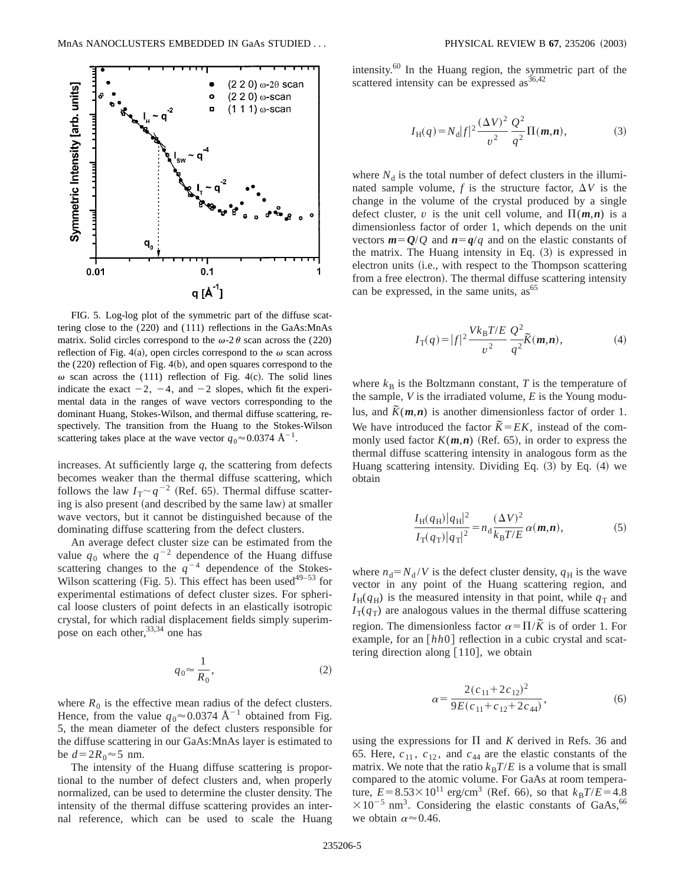FIG. 5. Log-log plot of the symmetric part of the diffuse scattering close to the (220) and (111) reflections in the GaAs:MnAs matrix. Solid circles correspond to the $\omega$-$2\theta$ scan across the (220) reflection of Fig. 4(a), open circles correspond to the $\omega$ scan across the (220) reflection of Fig. 4(b), and open squares correspond to the $\omega$ scan across the (111) reflection of Fig. 4(c). The solid lines indicate the exact $-2$, $-4$, and $-2$ slopes, which fit the experimental data in the ranges of wave vectors corresponding to the dominant Huang, Stokes-Wilson, and thermal diffuse scattering, respectively. The transition from the Huang to the Stokes-Wilson scattering takes place at the wave vector $q_0 \approx 0.0374$ Å$^{-1}$.

increases. At sufficiently large $q$, the scattering from defects becomes weaker than the thermal diffuse scattering, which follows the law $I_T \sim q^{-2}$ (Ref. 65). Thermal diffuse scattering is also present (and described by the same law) at smaller wave vectors, but it cannot be distinguished because of the dominating diffuse scattering from the defect clusters.

An average defect cluster size can be estimated from the value $q_0$ where the $q^{-2}$ dependence of the Huang diffuse scattering changes to the $q^{-4}$ dependence of the Stokes-Wilson scattering (Fig. 5). This effect has been used[49–53] for experimental estimations of defect cluster sizes. For spherical loose clusters of point defects in an elastically isotropic crystal, for which radial displacement fields simply superimpose on each other,[33,34] one has

$$q_0 \approx \frac{1}{R_0}, \tag{2}$$

where $R_0$ is the effective mean radius of the defect clusters. Hence, from the value $q_0 \approx 0.0374$ Å$^{-1}$ obtained from Fig. 5, the mean diameter of the defect clusters responsible for the diffuse scattering in our GaAs:MnAs layer is estimated to be $d = 2R_0 \approx 5$ nm.

The intensity of the Huang diffuse scattering is proportional to the number of defect clusters and, when properly normalized, can be used to determine the cluster density. The intensity of the thermal diffuse scattering provides an internal reference, which can be used to scale the Huang intensity.[60] In the Huang region, the symmetric part of the scattered intensity can be expressed as[36,42]

$$I_H(q) = N_d |f|^2 \frac{(\Delta V)^2}{v^2} \frac{Q^2}{q^2} \Pi(\boldsymbol{m},\boldsymbol{n}), \tag{3}$$

where $N_d$ is the total number of defect clusters in the illuminated sample volume, $f$ is the structure factor, $\Delta V$ is the change in the volume of the crystal produced by a single defect cluster, $v$ is the unit cell volume, and $\Pi(\boldsymbol{m},\boldsymbol{n})$ is a dimensionless factor of order 1, which depends on the unit vectors $\boldsymbol{m} = \boldsymbol{Q}/Q$ and $\boldsymbol{n} = \boldsymbol{q}/q$ and on the elastic constants of the matrix. The Huang intensity in Eq. (3) is expressed in electron units (i.e., with respect to the Thompson scattering from a free electron). The thermal diffuse scattering intensity can be expressed, in the same units, as[65]

$$I_T(q) = |f|^2 \frac{V k_B T/E}{v^2} \frac{Q^2}{q^2} \tilde{K}(\boldsymbol{m},\boldsymbol{n}), \tag{4}$$

where $k_B$ is the Boltzmann constant, $T$ is the temperature of the sample, $V$ is the irradiated volume, $E$ is the Young modulus, and $\tilde{K}(\boldsymbol{m},\boldsymbol{n})$ is another dimensionless factor of order 1. We have introduced the factor $\tilde{K} = EK$, instead of the commonly used factor $K(\boldsymbol{m},\boldsymbol{n})$ (Ref. 65), in order to express the thermal diffuse scattering intensity in analogous form as the Huang scattering intensity. Dividing Eq. (3) by Eq. (4) we obtain

$$\frac{I_H(q_H)|q_H|^2}{I_T(q_T)|q_T|^2} = n_d \frac{(\Delta V)^2}{k_B T/E} \alpha(\boldsymbol{m},\boldsymbol{n}), \tag{5}$$

where $n_d = N_d/V$ is the defect cluster density, $q_H$ is the wave vector in any point of the Huang scattering region, and $I_H(q_H)$ is the measured intensity in that point, while $q_T$ and $I_T(q_T)$ are analogous values in the thermal diffuse scattering region. The dimensionless factor $\alpha = \Pi/\tilde{K}$ is of order 1. For example, for an $[hh0]$ reflection in a cubic crystal and scattering direction along $[110]$, we obtain

$$\alpha = \frac{2(c_{11} + 2c_{12})^2}{9E(c_{11} + c_{12} + 2c_{44})}, \tag{6}$$

using the expressions for $\Pi$ and $K$ derived in Refs. 36 and 65. Here, $c_{11}$, $c_{12}$, and $c_{44}$ are the elastic constants of the matrix. We note that the ratio $k_B T/E$ is a volume that is small compared to the atomic volume. For GaAs at room temperature, $E = 8.53 \times 10^{11}$ erg/cm$^3$ (Ref. 66), so that $k_B T/E = 4.8 \times 10^{-5}$ nm$^3$. Considering the elastic constants of GaAs,[66] we obtain $\alpha \approx 0.46$.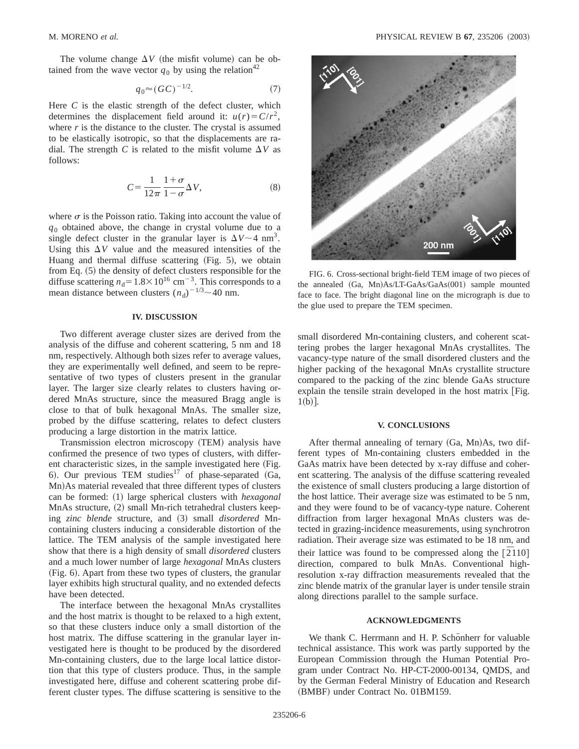The volume change $\Delta V$ (the misfit volume) can be obtained from the wave vector $q_0$ by using the relation[42]

$$q_0 \approx (GC)^{-1/2}. \tag{7}$$

Here $C$ is the elastic strength of the defect cluster, which determines the displacement field around it: $u(r) = C/r^2$, where $r$ is the distance to the cluster. The crystal is assumed to be elastically isotropic, so that the displacements are radial. The strength $C$ is related to the misfit volume $\Delta V$ as follows:

$$C = \frac{1}{12\pi} \frac{1+\sigma}{1-\sigma} \Delta V, \tag{8}$$

where $\sigma$ is the Poisson ratio. Taking into account the value of $q_0$ obtained above, the change in crystal volume due to a single defect cluster in the granular layer is $\Delta V \sim 4\ \text{nm}^3$. Using this $\Delta V$ value and the measured intensities of the Huang and thermal diffuse scattering (Fig. 5), we obtain from Eq. (5) the density of defect clusters responsible for the diffuse scattering $n_d = 1.8 \times 10^{16}\ \text{cm}^{-3}$. This corresponds to a mean distance between clusters $(n_d)^{-1/3} \sim 40$ nm.

## IV. DISCUSSION

Two different average cluster sizes are derived from the analysis of the diffuse and coherent scattering, 5 nm and 18 nm, respectively. Although both sizes refer to average values, they are experimentally well defined, and seem to be representative of two types of clusters present in the granular layer. The larger size clearly relates to clusters having ordered MnAs structure, since the measured Bragg angle is close to that of bulk hexagonal MnAs. The smaller size, probed by the diffuse scattering, relates to defect clusters producing a large distortion in the matrix lattice.

Transmission electron microscopy (TEM) analysis have confirmed the presence of two types of clusters, with different characteristic sizes, in the sample investigated here (Fig. 6). Our previous TEM studies[17] of phase-separated (Ga, Mn)As material revealed that three different types of clusters can be formed: (1) large spherical clusters with *hexagonal* MnAs structure, (2) small Mn-rich tetrahedral clusters keeping *zinc blende* structure, and (3) small *disordered* Mn-containing clusters inducing a considerable distortion of the lattice. The TEM analysis of the sample investigated here show that there is a high density of small *disordered* clusters and a much lower number of large *hexagonal* MnAs clusters (Fig. 6). Apart from these two types of clusters, the granular layer exhibits high structural quality, and no extended defects have been detected.

The interface between the hexagonal MnAs crystallites and the host matrix is thought to be relaxed to a high extent, so that these clusters induce only a small distortion of the host matrix. The diffuse scattering in the granular layer investigated here is thought to be produced by the disordered Mn-containing clusters, due to the large local lattice distortion that this type of clusters produce. Thus, in the sample investigated here, diffuse and coherent scattering probe different cluster types. The diffuse scattering is sensitive to the small disordered Mn-containing clusters, and coherent scattering probes the larger hexagonal MnAs crystallites. The vacancy-type nature of the small disordered clusters and the higher packing of the hexagonal MnAs crystallite structure compared to the packing of the zinc blende GaAs structure explain the tensile strain developed in the host matrix [Fig. 1(b)].

FIG. 6. Cross-sectional bright-field TEM image of two pieces of the annealed (Ga, Mn)As/LT-GaAs/GaAs(001) sample mounted face to face. The bright diagonal line on the micrograph is due to the glue used to prepare the TEM specimen.

## V. CONCLUSIONS

After thermal annealing of ternary (Ga, Mn)As, two different types of Mn-containing clusters embedded in the GaAs matrix have been detected by x-ray diffuse and coherent scattering. The analysis of the diffuse scattering revealed the existence of small clusters producing a large distortion of the host lattice. Their average size was estimated to be 5 nm, and they were found to be of vacancy-type nature. Coherent diffraction from larger hexagonal MnAs clusters was detected in grazing-incidence measurements, using synchrotron radiation. Their average size was estimated to be 18 nm, and their lattice was found to be compressed along the $[\bar{2}110]$ direction, compared to bulk MnAs. Conventional high-resolution x-ray diffraction measurements revealed that the zinc blende matrix of the granular layer is under tensile strain along directions parallel to the sample surface.

## ACKNOWLEDGMENTS

We thank C. Herrmann and H. P. Schönherr for valuable technical assistance. This work was partly supported by the European Commission through the Human Potential Program under Contract No. HP-CT-2000-00134, QMDS, and by the German Federal Ministry of Education and Research (BMBF) under Contract No. 01BM159.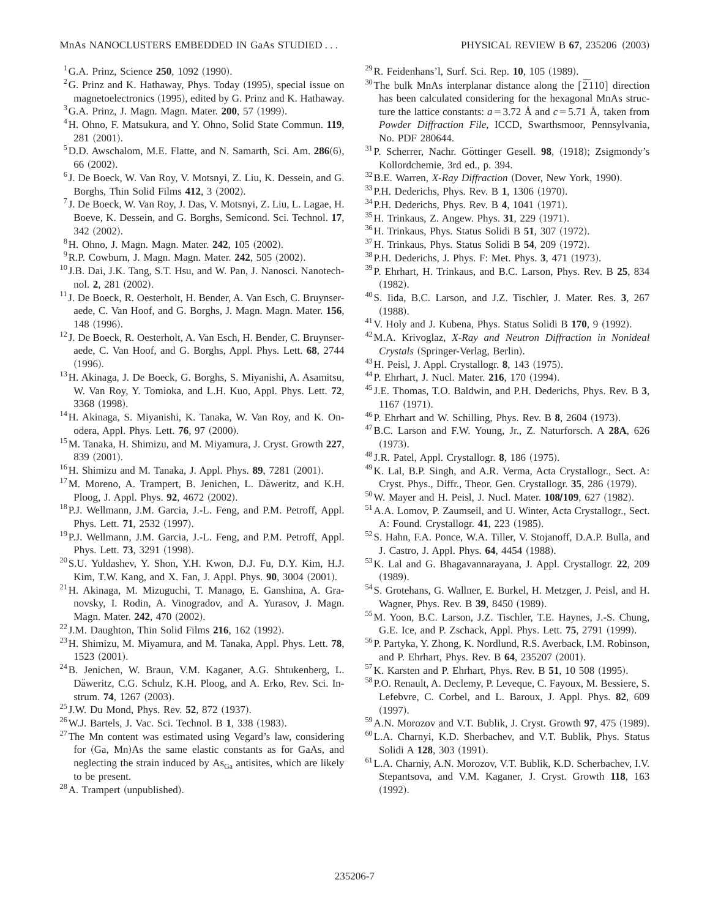[1] G.A. Prinz, Science **250**, 1092 (1990).

[2] G. Prinz and K. Hathaway, Phys. Today (1995), special issue on magnetoelectronics (1995), edited by G. Prinz and K. Hathaway.

[3] G.A. Prinz, J. Magn. Magn. Mater. **200**, 57 (1999).

[4] H. Ohno, F. Matsukura, and Y. Ohno, Solid State Commun. **119**, 281 (2001).

[5] D.D. Awschalom, M.E. Flatte, and N. Samarth, Sci. Am. **286**(6), 66 (2002).

[6] J. De Boeck, W. Van Roy, V. Motsnyi, Z. Liu, K. Dessein, and G. Borghs, Thin Solid Films **412**, 3 (2002).

[7] J. De Boeck, W. Van Roy, J. Das, V. Motsnyi, Z. Liu, L. Lagae, H. Boeve, K. Dessein, and G. Borghs, Semicond. Sci. Technol. **17**, 342 (2002).

[8] H. Ohno, J. Magn. Magn. Mater. **242**, 105 (2002).

[9] R.P. Cowburn, J. Magn. Magn. Mater. **242**, 505 (2002).

[10] J.B. Dai, J.K. Tang, S.T. Hsu, and W. Pan, J. Nanosci. Nanotechnol. **2**, 281 (2002).

[11] J. De Boeck, R. Oesterholt, H. Bender, A. Van Esch, C. Bruynseraede, C. Van Hoof, and G. Borghs, J. Magn. Magn. Mater. **156**, 148 (1996).

[12] J. De Boeck, R. Oesterholt, A. Van Esch, H. Bender, C. Bruynseraede, C. Van Hoof, and G. Borghs, Appl. Phys. Lett. **68**, 2744 (1996).

[13] H. Akinaga, J. De Boeck, G. Borghs, S. Miyanishi, A. Asamitsu, W. Van Roy, Y. Tomioka, and L.H. Kuo, Appl. Phys. Lett. **72**, 3368 (1998).

[14] H. Akinaga, S. Miyanishi, K. Tanaka, W. Van Roy, and K. Onodera, Appl. Phys. Lett. **76**, 97 (2000).

[15] M. Tanaka, H. Shimizu, and M. Miyamura, J. Cryst. Growth **227**, 839 (2001).

[16] H. Shimizu and M. Tanaka, J. Appl. Phys. **89**, 7281 (2001).

[17] M. Moreno, A. Trampert, B. Jenichen, L. Däweritz, and K.H. Ploog, J. Appl. Phys. **92**, 4672 (2002).

[18] P.J. Wellmann, J.M. Garcia, J.-L. Feng, and P.M. Petroff, Appl. Phys. Lett. **71**, 2532 (1997).

[19] P.J. Wellmann, J.M. Garcia, J.-L. Feng, and P.M. Petroff, Appl. Phys. Lett. **73**, 3291 (1998).

[20] S.U. Yuldashev, Y. Shon, Y.H. Kwon, D.J. Fu, D.Y. Kim, H.J. Kim, T.W. Kang, and X. Fan, J. Appl. Phys. **90**, 3004 (2001).

[21] H. Akinaga, M. Mizuguchi, T. Manago, E. Ganshina, A. Granovsky, I. Rodin, A. Vinogradov, and A. Yurasov, J. Magn. Magn. Mater. **242**, 470 (2002).

[22] J.M. Daughton, Thin Solid Films **216**, 162 (1992).

[23] H. Shimizu, M. Miyamura, and M. Tanaka, Appl. Phys. Lett. **78**, 1523 (2001).

[24] B. Jenichen, W. Braun, V.M. Kaganer, A.G. Shtukenberg, L. Däweritz, C.G. Schulz, K.H. Ploog, and A. Erko, Rev. Sci. Instrum. **74**, 1267 (2003).

[25] J.W. Du Mond, Phys. Rev. **52**, 872 (1937).

[26] W.J. Bartels, J. Vac. Sci. Technol. B **1**, 338 (1983).

[27] The Mn content was estimated using Vegard's law, considering for (Ga, Mn)As the same elastic constants as for GaAs, and neglecting the strain induced by $As_{Ga}$ antisites, which are likely to be present.

[28] A. Trampert (unpublished).

[29] R. Feidenhans'l, Surf. Sci. Rep. **10**, 105 (1989).

[30] The bulk MnAs interplanar distance along the $[\bar{2}110]$ direction has been calculated considering for the hexagonal MnAs structure the lattice constants: $a=3.72$ Å and $c=5.71$ Å, taken from *Powder Diffraction File*, ICCD, Swarthsmoor, Pennsylvania, No. PDF 280644.

[31] P. Scherrer, Nachr. Göttinger Gesell. **98**, (1918); Zsigmondy's Kollordchemie, 3rd ed., p. 394.

[32] B.E. Warren, *X-Ray Diffraction* (Dover, New York, 1990).

[33] P.H. Dederichs, Phys. Rev. B **1**, 1306 (1970).

[34] P.H. Dederichs, Phys. Rev. B **4**, 1041 (1971).

[35] H. Trinkaus, Z. Angew. Phys. **31**, 229 (1971).

[36] H. Trinkaus, Phys. Status Solidi B **51**, 307 (1972).

[37] H. Trinkaus, Phys. Status Solidi B **54**, 209 (1972).

[38] P.H. Dederichs, J. Phys. F: Met. Phys. **3**, 471 (1973).

[39] P. Ehrhart, H. Trinkaus, and B.C. Larson, Phys. Rev. B **25**, 834 (1982).

[40] S. Iida, B.C. Larson, and J.Z. Tischler, J. Mater. Res. **3**, 267 (1988).

[41] V. Holy and J. Kubena, Phys. Status Solidi B **170**, 9 (1992).

[42] M.A. Krivoglaz, *X-Ray and Neutron Diffraction in Nonideal Crystals* (Springer-Verlag, Berlin).

[43] H. Peisl, J. Appl. Crystallogr. **8**, 143 (1975).

[44] P. Ehrhart, J. Nucl. Mater. **216**, 170 (1994).

[45] J.E. Thomas, T.O. Baldwin, and P.H. Dederichs, Phys. Rev. B **3**, 1167 (1971).

[46] P. Ehrhart and W. Schilling, Phys. Rev. B **8**, 2604 (1973).

[47] B.C. Larson and F.W. Young, Jr., Z. Naturforsch. A **28A**, 626 (1973).

[48] J.R. Patel, Appl. Crystallogr. **8**, 186 (1975).

[49] K. Lal, B.P. Singh, and A.R. Verma, Acta Crystallogr., Sect. A: Cryst. Phys., Diffr., Theor. Gen. Crystallogr. **35**, 286 (1979).

[50] W. Mayer and H. Peisl, J. Nucl. Mater. **108/109**, 627 (1982).

[51] A.A. Lomov, P. Zaumseil, and U. Winter, Acta Crystallogr., Sect. A: Found. Crystallogr. **41**, 223 (1985).

[52] S. Hahn, F.A. Ponce, W.A. Tiller, V. Stojanoff, D.A.P. Bulla, and J. Castro, J. Appl. Phys. **64**, 4454 (1988).

[53] K. Lal and G. Bhagavannarayana, J. Appl. Crystallogr. **22**, 209 (1989).

[54] S. Grotehans, G. Wallner, E. Burkel, H. Metzger, J. Peisl, and H. Wagner, Phys. Rev. B **39**, 8450 (1989).

[55] M. Yoon, B.C. Larson, J.Z. Tischler, T.E. Haynes, J.-S. Chung, G.E. Ice, and P. Zschack, Appl. Phys. Lett. **75**, 2791 (1999).

[56] P. Partyka, Y. Zhong, K. Nordlund, R.S. Averback, I.M. Robinson, and P. Ehrhart, Phys. Rev. B **64**, 235207 (2001).

[57] K. Karsten and P. Ehrhart, Phys. Rev. B **51**, 10 508 (1995).

[58] P.O. Renault, A. Declemy, P. Leveque, C. Fayoux, M. Bessiere, S. Lefebvre, C. Corbel, and L. Baroux, J. Appl. Phys. **82**, 609 (1997).

[59] A.N. Morozov and V.T. Bublik, J. Cryst. Growth **97**, 475 (1989).

[60] L.A. Charnyi, K.D. Sherbachev, and V.T. Bublik, Phys. Status Solidi A **128**, 303 (1991).

[61] L.A. Charniy, A.N. Morozov, V.T. Bublik, K.D. Scherbachev, I.V. Stepantsova, and V.M. Kaganer, J. Cryst. Growth **118**, 163 (1992).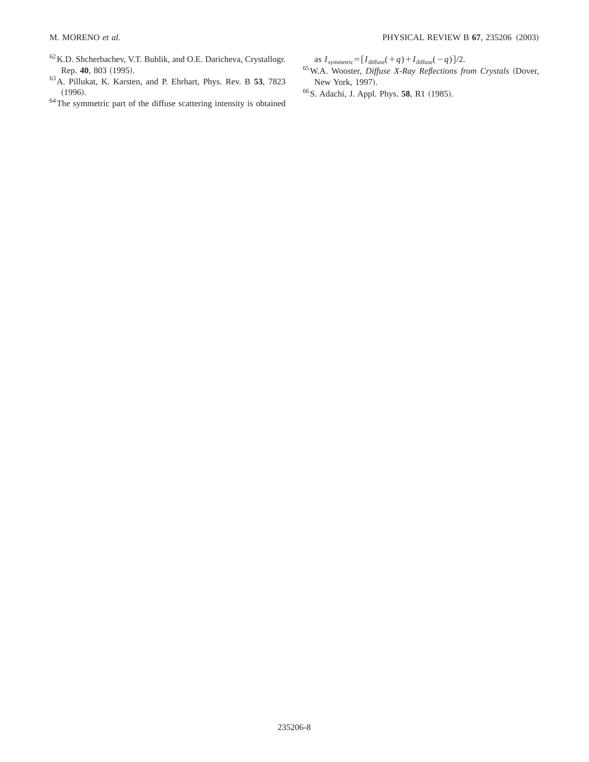[62] K.D. Shcherbachev, V.T. Bublik, and O.E. Daricheva, Crystallogr. Rep. **40**, 803 (1995).

[63] A. Pillukat, K. Karsten, and P. Ehrhart, Phys. Rev. B **53**, 7823 (1996).

[64] The symmetric part of the diffuse scattering intensity is obtained as $I_{\mathrm{symmetric}} = [I_{\mathrm{diffuse}}(+q) + I_{\mathrm{diffuse}}(-q)]/2$.

[65] W.A. Wooster, *Diffuse X-Ray Reflections from Crystals* (Dover, New York, 1997).

[66] S. Adachi, J. Appl. Phys. **58**, R1 (1985).